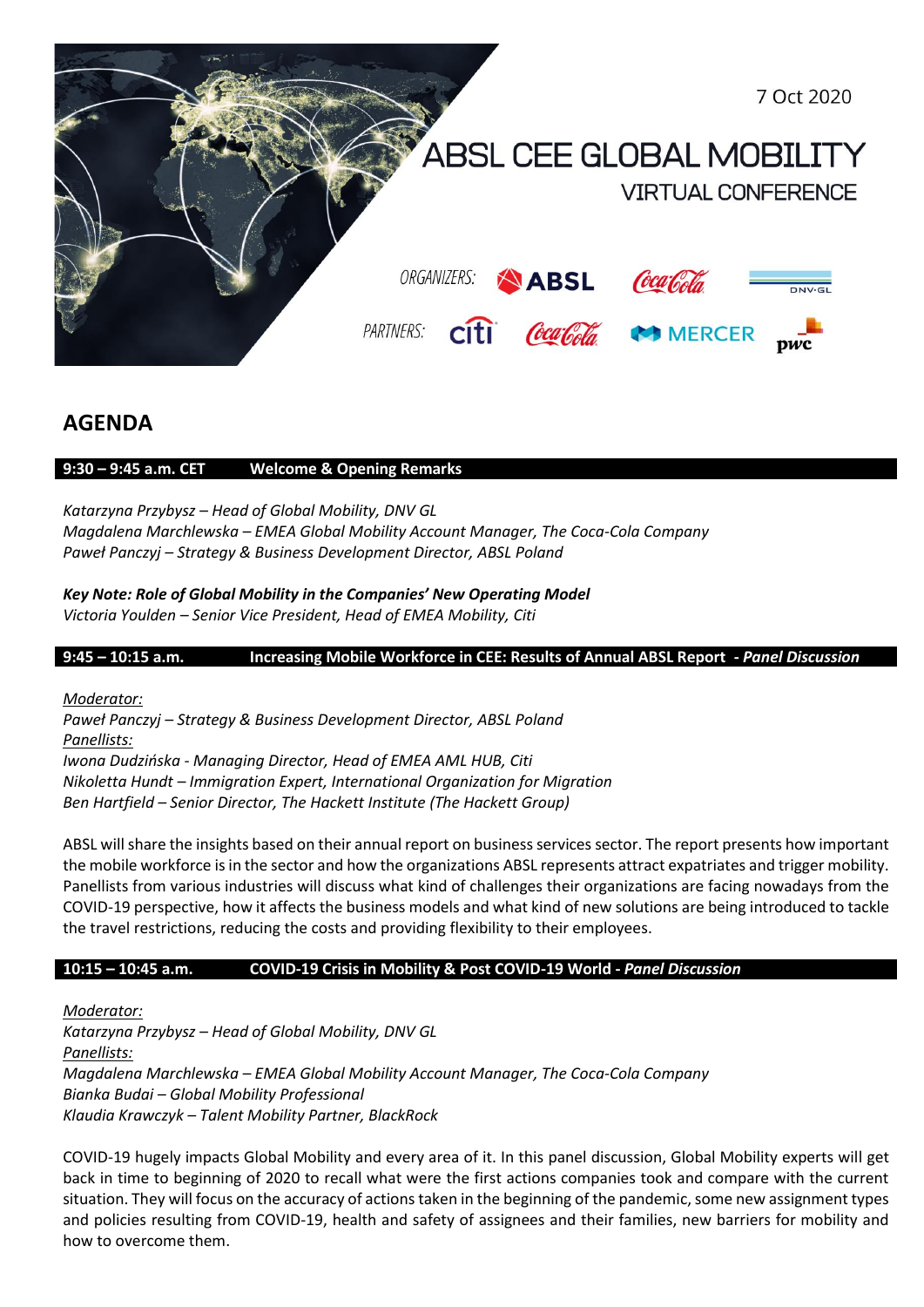7 Oct 2020

# ABSL CEE GLOBAL MOBILITY

## VIRTUAL CONFERENCE

ORGANIZERS: ABSL, Coca-Cola, DNV·GL

PARTNERS: citi, Coca-Cola, MERCER, pwc

## AGENDA

**9:30 – 9:45 a.m. CET Welcome & Opening Remarks**

*Katarzyna Przybysz – Head of Global Mobility, DNV GL*
*Magdalena Marchlewska – EMEA Global Mobility Account Manager, The Coca-Cola Company*
*Paweł Panczyj – Strategy & Business Development Director, ABSL Poland*

***Key Note: Role of Global Mobility in the Companies' New Operating Model***
*Victoria Youlden – Senior Vice President, Head of EMEA Mobility, Citi*

**9:45 – 10:15 a.m. Increasing Mobile Workforce in CEE: Results of Annual ABSL Report - *Panel Discussion***

*Moderator:*
*Paweł Panczyj – Strategy & Business Development Director, ABSL Poland*
*Panellists:*
*Iwona Dudzińska - Managing Director, Head of EMEA AML HUB, Citi*
*Nikoletta Hundt – Immigration Expert, International Organization for Migration*
*Ben Hartfield – Senior Director, The Hackett Institute (The Hackett Group)*

ABSL will share the insights based on their annual report on business services sector. The report presents how important the mobile workforce is in the sector and how the organizations ABSL represents attract expatriates and trigger mobility. Panellists from various industries will discuss what kind of challenges their organizations are facing nowadays from the COVID-19 perspective, how it affects the business models and what kind of new solutions are being introduced to tackle the travel restrictions, reducing the costs and providing flexibility to their employees.

**10:15 – 10:45 a.m. COVID-19 Crisis in Mobility & Post COVID-19 World - *Panel Discussion***

*Moderator:*
*Katarzyna Przybysz – Head of Global Mobility, DNV GL*
*Panellists:*
*Magdalena Marchlewska – EMEA Global Mobility Account Manager, The Coca-Cola Company*
*Bianka Budai – Global Mobility Professional*
*Klaudia Krawczyk – Talent Mobility Partner, BlackRock*

COVID-19 hugely impacts Global Mobility and every area of it. In this panel discussion, Global Mobility experts will get back in time to beginning of 2020 to recall what were the first actions companies took and compare with the current situation. They will focus on the accuracy of actions taken in the beginning of the pandemic, some new assignment types and policies resulting from COVID-19, health and safety of assignees and their families, new barriers for mobility and how to overcome them.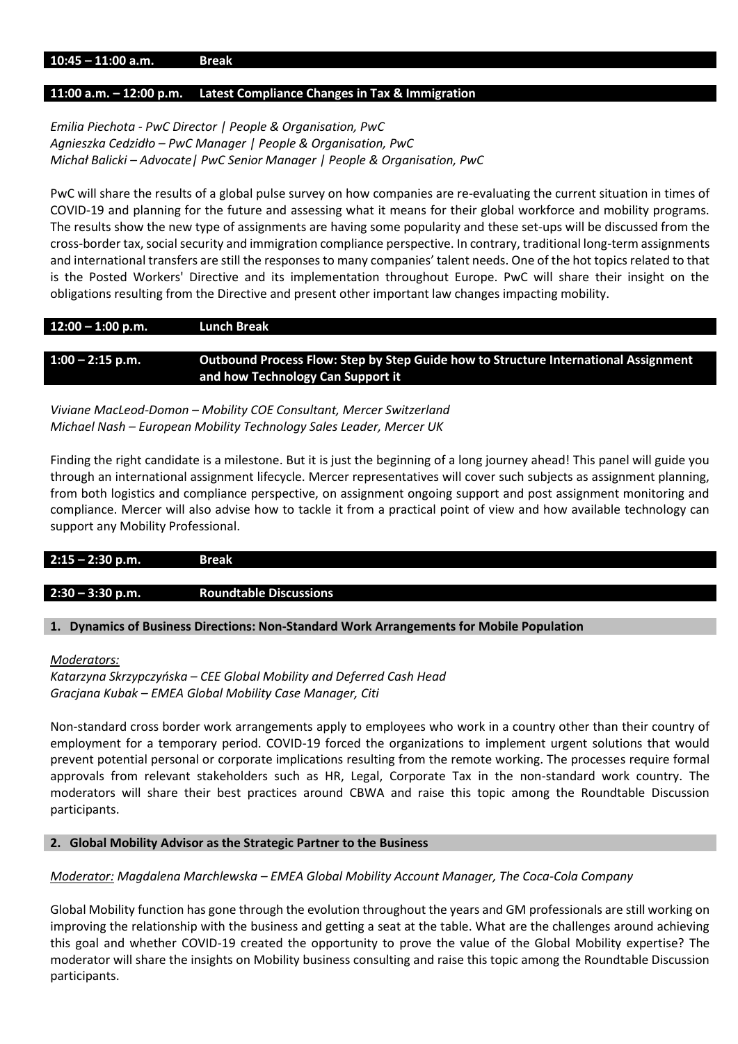**10:45 – 11:00 a.m. Break**

**11:00 a.m. – 12:00 p.m. Latest Compliance Changes in Tax & Immigration**

*Emilia Piechota - PwC Director | People & Organisation, PwC*
*Agnieszka Cedzidło – PwC Manager | People & Organisation, PwC*
*Michał Balicki – Advocate| PwC Senior Manager | People & Organisation, PwC*

PwC will share the results of a global pulse survey on how companies are re-evaluating the current situation in times of COVID-19 and planning for the future and assessing what it means for their global workforce and mobility programs. The results show the new type of assignments are having some popularity and these set-ups will be discussed from the cross-border tax, social security and immigration compliance perspective. In contrary, traditional long-term assignments and international transfers are still the responses to many companies' talent needs. One of the hot topics related to that is the Posted Workers' Directive and its implementation throughout Europe. PwC will share their insight on the obligations resulting from the Directive and present other important law changes impacting mobility.

**12:00 – 1:00 p.m. Lunch Break**

**1:00 – 2:15 p.m. Outbound Process Flow: Step by Step Guide how to Structure International Assignment and how Technology Can Support it**

*Viviane MacLeod-Domon – Mobility COE Consultant, Mercer Switzerland*
*Michael Nash – European Mobility Technology Sales Leader, Mercer UK*

Finding the right candidate is a milestone. But it is just the beginning of a long journey ahead! This panel will guide you through an international assignment lifecycle. Mercer representatives will cover such subjects as assignment planning, from both logistics and compliance perspective, on assignment ongoing support and post assignment monitoring and compliance. Mercer will also advise how to tackle it from a practical point of view and how available technology can support any Mobility Professional.

**2:15 – 2:30 p.m. Break**

**2:30 – 3:30 p.m. Roundtable Discussions**

**1. Dynamics of Business Directions: Non-Standard Work Arrangements for Mobile Population**

*Moderators:*
*Katarzyna Skrzypczyńska – CEE Global Mobility and Deferred Cash Head*
*Gracjana Kubak – EMEA Global Mobility Case Manager, Citi*

Non-standard cross border work arrangements apply to employees who work in a country other than their country of employment for a temporary period. COVID-19 forced the organizations to implement urgent solutions that would prevent potential personal or corporate implications resulting from the remote working. The processes require formal approvals from relevant stakeholders such as HR, Legal, Corporate Tax in the non-standard work country. The moderators will share their best practices around CBWA and raise this topic among the Roundtable Discussion participants.

**2. Global Mobility Advisor as the Strategic Partner to the Business**

*Moderator: Magdalena Marchlewska – EMEA Global Mobility Account Manager, The Coca-Cola Company*

Global Mobility function has gone through the evolution throughout the years and GM professionals are still working on improving the relationship with the business and getting a seat at the table. What are the challenges around achieving this goal and whether COVID-19 created the opportunity to prove the value of the Global Mobility expertise? The moderator will share the insights on Mobility business consulting and raise this topic among the Roundtable Discussion participants.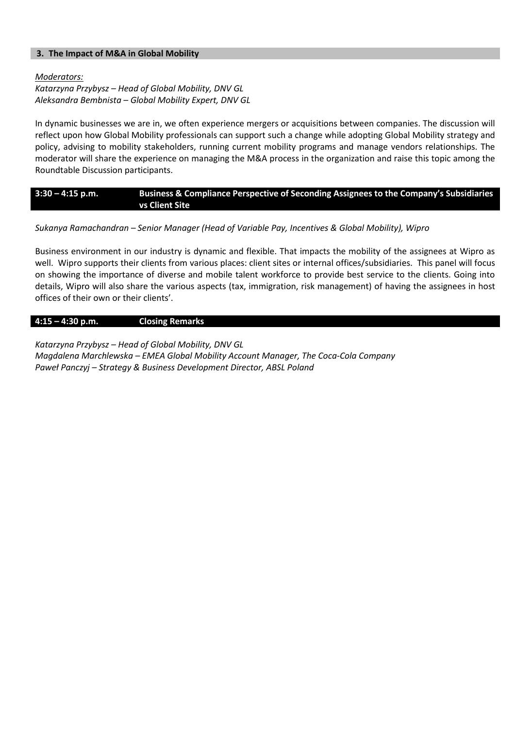### 3. The Impact of M&A in Global Mobility

*Moderators:*

*Katarzyna Przybysz – Head of Global Mobility, DNV GL*
*Aleksandra Bembnista – Global Mobility Expert, DNV GL*

In dynamic businesses we are in, we often experience mergers or acquisitions between companies. The discussion will reflect upon how Global Mobility professionals can support such a change while adopting Global Mobility strategy and policy, advising to mobility stakeholders, running current mobility programs and manage vendors relationships. The moderator will share the experience on managing the M&A process in the organization and raise this topic among the Roundtable Discussion participants.

## 3:30 – 4:15 p.m. Business & Compliance Perspective of Seconding Assignees to the Company's Subsidiaries vs Client Site

*Sukanya Ramachandran – Senior Manager (Head of Variable Pay, Incentives & Global Mobility), Wipro*

Business environment in our industry is dynamic and flexible. That impacts the mobility of the assignees at Wipro as well. Wipro supports their clients from various places: client sites or internal offices/subsidiaries. This panel will focus on showing the importance of diverse and mobile talent workforce to provide best service to the clients. Going into details, Wipro will also share the various aspects (tax, immigration, risk management) of having the assignees in host offices of their own or their clients'.

## 4:15 – 4:30 p.m. Closing Remarks

*Katarzyna Przybysz – Head of Global Mobility, DNV GL*
*Magdalena Marchlewska – EMEA Global Mobility Account Manager, The Coca-Cola Company*
*Paweł Panczyj – Strategy & Business Development Director, ABSL Poland*